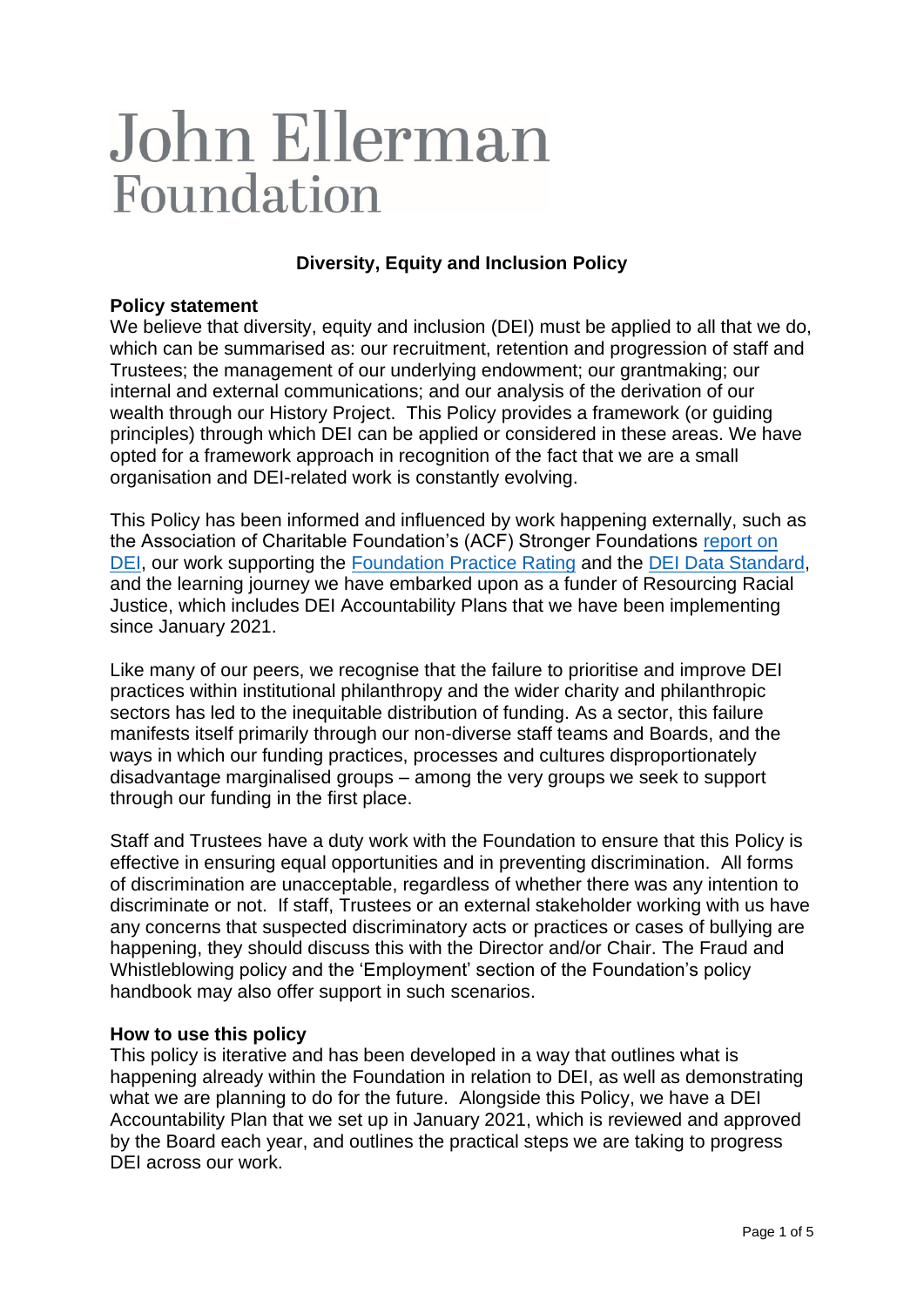# John Ellerman Foundation

## Diversity, Equity and Inclusion Policy

**Policy statement**

We believe that diversity, equity and inclusion (DEI) must be applied to all that we do, which can be summarised as: our recruitment, retention and progression of staff and Trustees; the management of our underlying endowment; our grantmaking; our internal and external communications; and our analysis of the derivation of our wealth through our History Project. This Policy provides a framework (or guiding principles) through which DEI can be applied or considered in these areas. We have opted for a framework approach in recognition of the fact that we are a small organisation and DEI-related work is constantly evolving.

This Policy has been informed and influenced by work happening externally, such as the Association of Charitable Foundation's (ACF) Stronger Foundations report on DEI, our work supporting the Foundation Practice Rating and the DEI Data Standard, and the learning journey we have embarked upon as a funder of Resourcing Racial Justice, which includes DEI Accountability Plans that we have been implementing since January 2021.

Like many of our peers, we recognise that the failure to prioritise and improve DEI practices within institutional philanthropy and the wider charity and philanthropic sectors has led to the inequitable distribution of funding. As a sector, this failure manifests itself primarily through our non-diverse staff teams and Boards, and the ways in which our funding practices, processes and cultures disproportionately disadvantage marginalised groups – among the very groups we seek to support through our funding in the first place.

Staff and Trustees have a duty work with the Foundation to ensure that this Policy is effective in ensuring equal opportunities and in preventing discrimination. All forms of discrimination are unacceptable, regardless of whether there was any intention to discriminate or not. If staff, Trustees or an external stakeholder working with us have any concerns that suspected discriminatory acts or practices or cases of bullying are happening, they should discuss this with the Director and/or Chair. The Fraud and Whistleblowing policy and the 'Employment' section of the Foundation's policy handbook may also offer support in such scenarios.

**How to use this policy**

This policy is iterative and has been developed in a way that outlines what is happening already within the Foundation in relation to DEI, as well as demonstrating what we are planning to do for the future. Alongside this Policy, we have a DEI Accountability Plan that we set up in January 2021, which is reviewed and approved by the Board each year, and outlines the practical steps we are taking to progress DEI across our work.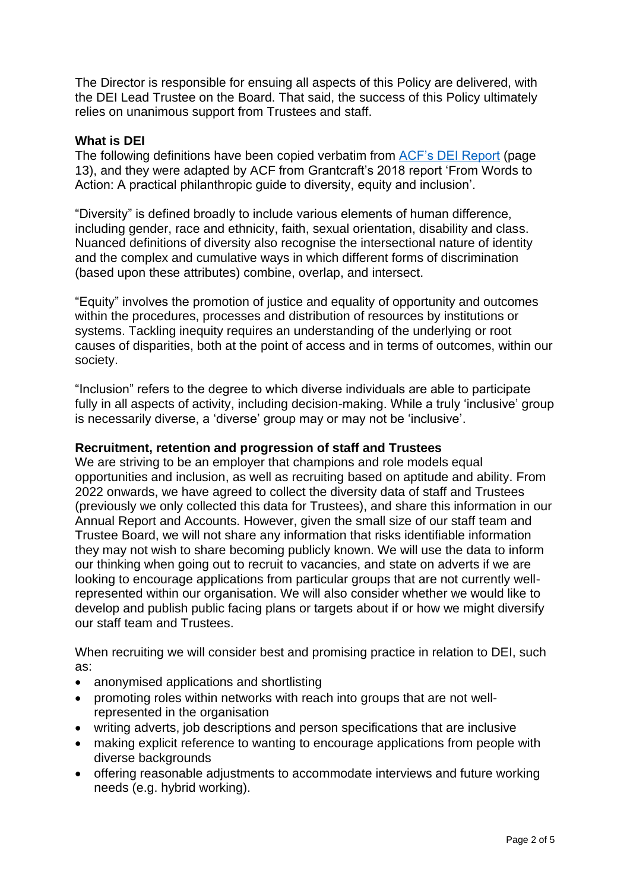The Director is responsible for ensuing all aspects of this Policy are delivered, with the DEI Lead Trustee on the Board. That said, the success of this Policy ultimately relies on unanimous support from Trustees and staff.

**What is DEI**

The following definitions have been copied verbatim from ACF's DEI Report (page 13), and they were adapted by ACF from Grantcraft's 2018 report 'From Words to Action: A practical philanthropic guide to diversity, equity and inclusion'.

"Diversity" is defined broadly to include various elements of human difference, including gender, race and ethnicity, faith, sexual orientation, disability and class. Nuanced definitions of diversity also recognise the intersectional nature of identity and the complex and cumulative ways in which different forms of discrimination (based upon these attributes) combine, overlap, and intersect.

"Equity" involves the promotion of justice and equality of opportunity and outcomes within the procedures, processes and distribution of resources by institutions or systems. Tackling inequity requires an understanding of the underlying or root causes of disparities, both at the point of access and in terms of outcomes, within our society.

"Inclusion" refers to the degree to which diverse individuals are able to participate fully in all aspects of activity, including decision-making. While a truly 'inclusive' group is necessarily diverse, a 'diverse' group may or may not be 'inclusive'.

**Recruitment, retention and progression of staff and Trustees**

We are striving to be an employer that champions and role models equal opportunities and inclusion, as well as recruiting based on aptitude and ability. From 2022 onwards, we have agreed to collect the diversity data of staff and Trustees (previously we only collected this data for Trustees), and share this information in our Annual Report and Accounts. However, given the small size of our staff team and Trustee Board, we will not share any information that risks identifiable information they may not wish to share becoming publicly known. We will use the data to inform our thinking when going out to recruit to vacancies, and state on adverts if we are looking to encourage applications from particular groups that are not currently well-represented within our organisation. We will also consider whether we would like to develop and publish public facing plans or targets about if or how we might diversify our staff team and Trustees.

When recruiting we will consider best and promising practice in relation to DEI, such as:

- anonymised applications and shortlisting
- promoting roles within networks with reach into groups that are not well-represented in the organisation
- writing adverts, job descriptions and person specifications that are inclusive
- making explicit reference to wanting to encourage applications from people with diverse backgrounds
- offering reasonable adjustments to accommodate interviews and future working needs (e.g. hybrid working).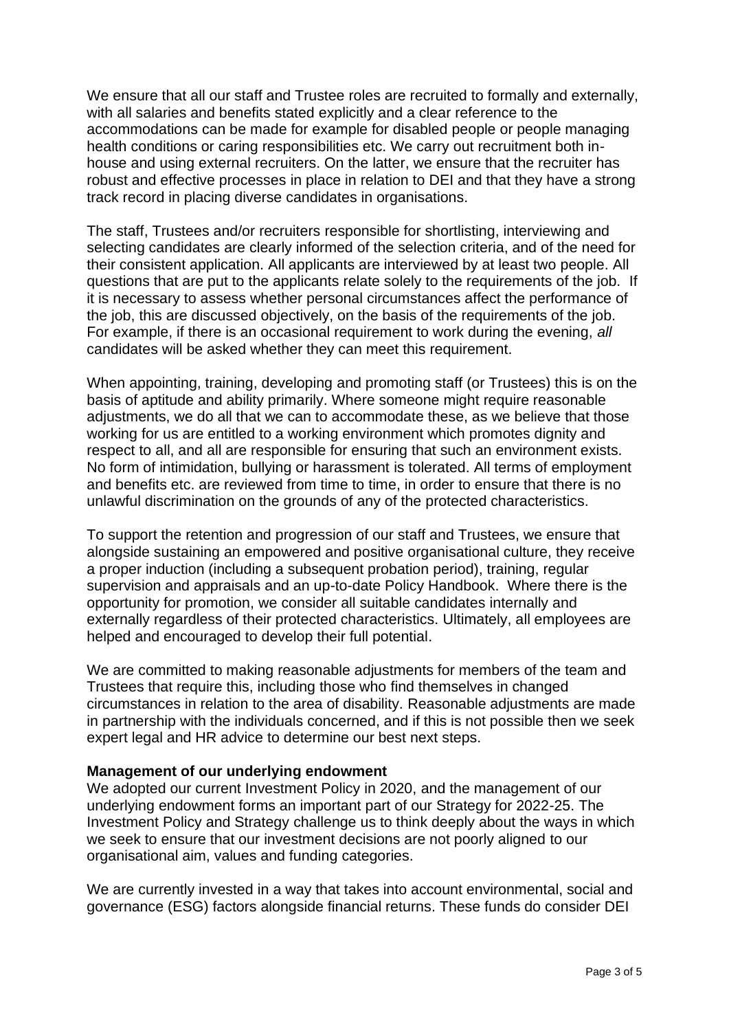We ensure that all our staff and Trustee roles are recruited to formally and externally, with all salaries and benefits stated explicitly and a clear reference to the accommodations can be made for example for disabled people or people managing health conditions or caring responsibilities etc. We carry out recruitment both in-house and using external recruiters. On the latter, we ensure that the recruiter has robust and effective processes in place in relation to DEI and that they have a strong track record in placing diverse candidates in organisations.

The staff, Trustees and/or recruiters responsible for shortlisting, interviewing and selecting candidates are clearly informed of the selection criteria, and of the need for their consistent application. All applicants are interviewed by at least two people. All questions that are put to the applicants relate solely to the requirements of the job. If it is necessary to assess whether personal circumstances affect the performance of the job, this are discussed objectively, on the basis of the requirements of the job. For example, if there is an occasional requirement to work during the evening, *all* candidates will be asked whether they can meet this requirement.

When appointing, training, developing and promoting staff (or Trustees) this is on the basis of aptitude and ability primarily. Where someone might require reasonable adjustments, we do all that we can to accommodate these, as we believe that those working for us are entitled to a working environment which promotes dignity and respect to all, and all are responsible for ensuring that such an environment exists. No form of intimidation, bullying or harassment is tolerated. All terms of employment and benefits etc. are reviewed from time to time, in order to ensure that there is no unlawful discrimination on the grounds of any of the protected characteristics.

To support the retention and progression of our staff and Trustees, we ensure that alongside sustaining an empowered and positive organisational culture, they receive a proper induction (including a subsequent probation period), training, regular supervision and appraisals and an up-to-date Policy Handbook. Where there is the opportunity for promotion, we consider all suitable candidates internally and externally regardless of their protected characteristics. Ultimately, all employees are helped and encouraged to develop their full potential.

We are committed to making reasonable adjustments for members of the team and Trustees that require this, including those who find themselves in changed circumstances in relation to the area of disability. Reasonable adjustments are made in partnership with the individuals concerned, and if this is not possible then we seek expert legal and HR advice to determine our best next steps.

**Management of our underlying endowment**

We adopted our current Investment Policy in 2020, and the management of our underlying endowment forms an important part of our Strategy for 2022-25. The Investment Policy and Strategy challenge us to think deeply about the ways in which we seek to ensure that our investment decisions are not poorly aligned to our organisational aim, values and funding categories.

We are currently invested in a way that takes into account environmental, social and governance (ESG) factors alongside financial returns. These funds do consider DEI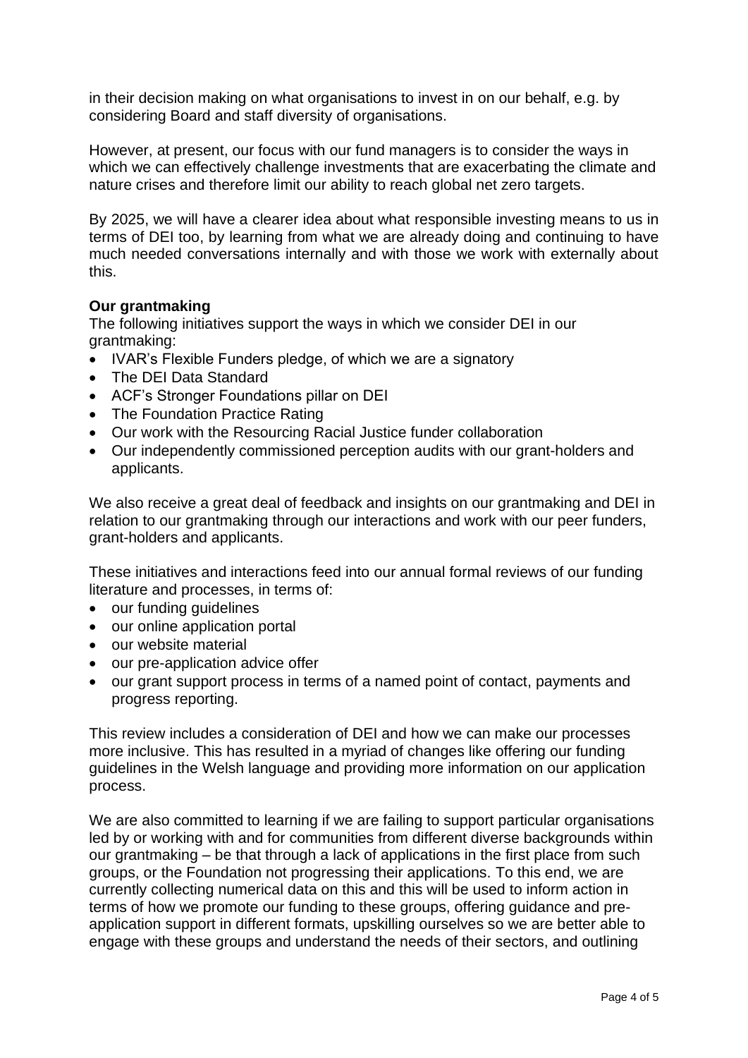in their decision making on what organisations to invest in on our behalf, e.g. by considering Board and staff diversity of organisations.

However, at present, our focus with our fund managers is to consider the ways in which we can effectively challenge investments that are exacerbating the climate and nature crises and therefore limit our ability to reach global net zero targets.

By 2025, we will have a clearer idea about what responsible investing means to us in terms of DEI too, by learning from what we are already doing and continuing to have much needed conversations internally and with those we work with externally about this.

**Our grantmaking**

The following initiatives support the ways in which we consider DEI in our grantmaking:

- IVAR's Flexible Funders pledge, of which we are a signatory
- The DEI Data Standard
- ACF's Stronger Foundations pillar on DEI
- The Foundation Practice Rating
- Our work with the Resourcing Racial Justice funder collaboration
- Our independently commissioned perception audits with our grant-holders and applicants.

We also receive a great deal of feedback and insights on our grantmaking and DEI in relation to our grantmaking through our interactions and work with our peer funders, grant-holders and applicants.

These initiatives and interactions feed into our annual formal reviews of our funding literature and processes, in terms of:

- our funding guidelines
- our online application portal
- our website material
- our pre-application advice offer
- our grant support process in terms of a named point of contact, payments and progress reporting.

This review includes a consideration of DEI and how we can make our processes more inclusive. This has resulted in a myriad of changes like offering our funding guidelines in the Welsh language and providing more information on our application process.

We are also committed to learning if we are failing to support particular organisations led by or working with and for communities from different diverse backgrounds within our grantmaking – be that through a lack of applications in the first place from such groups, or the Foundation not progressing their applications. To this end, we are currently collecting numerical data on this and this will be used to inform action in terms of how we promote our funding to these groups, offering guidance and pre-application support in different formats, upskilling ourselves so we are better able to engage with these groups and understand the needs of their sectors, and outlining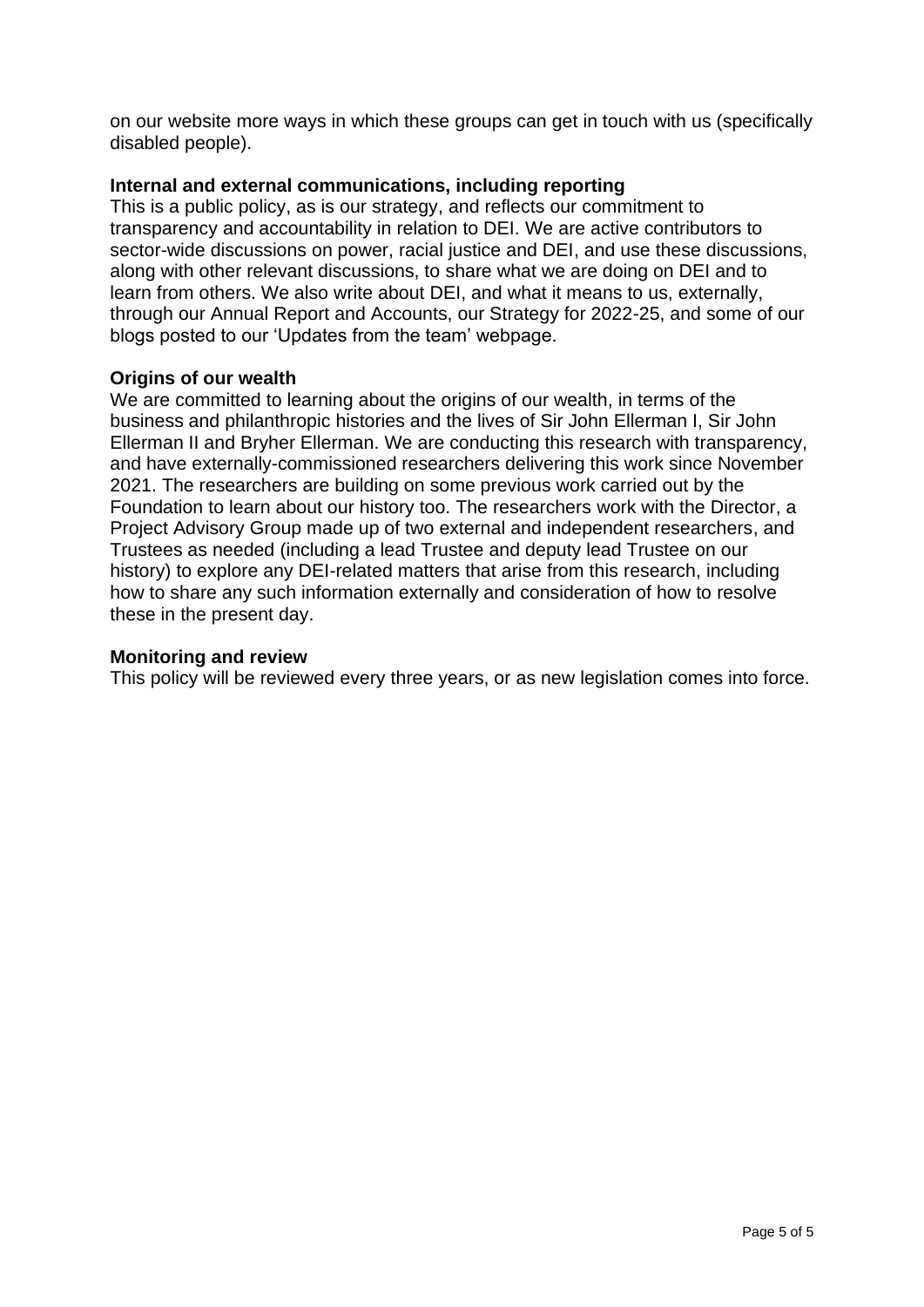on our website more ways in which these groups can get in touch with us (specifically disabled people).

**Internal and external communications, including reporting**

This is a public policy, as is our strategy, and reflects our commitment to transparency and accountability in relation to DEI. We are active contributors to sector-wide discussions on power, racial justice and DEI, and use these discussions, along with other relevant discussions, to share what we are doing on DEI and to learn from others. We also write about DEI, and what it means to us, externally, through our Annual Report and Accounts, our Strategy for 2022-25, and some of our blogs posted to our 'Updates from the team' webpage.

**Origins of our wealth**

We are committed to learning about the origins of our wealth, in terms of the business and philanthropic histories and the lives of Sir John Ellerman I, Sir John Ellerman II and Bryher Ellerman. We are conducting this research with transparency, and have externally-commissioned researchers delivering this work since November 2021. The researchers are building on some previous work carried out by the Foundation to learn about our history too. The researchers work with the Director, a Project Advisory Group made up of two external and independent researchers, and Trustees as needed (including a lead Trustee and deputy lead Trustee on our history) to explore any DEI-related matters that arise from this research, including how to share any such information externally and consideration of how to resolve these in the present day.

**Monitoring and review**

This policy will be reviewed every three years, or as new legislation comes into force.